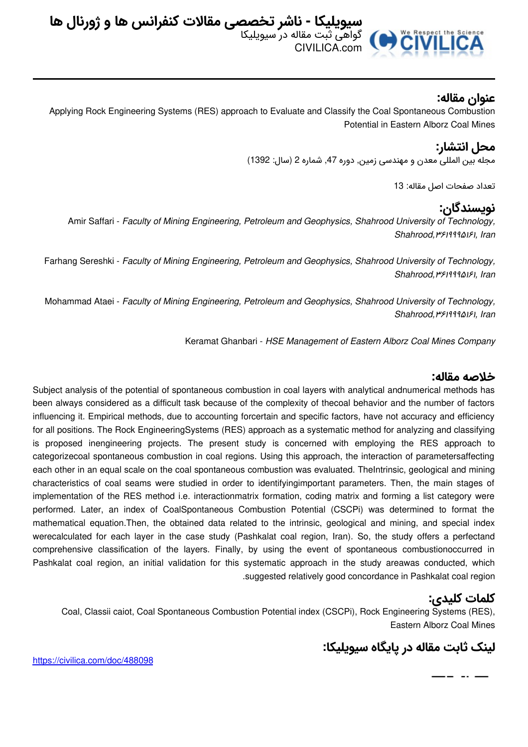# سیویلیکا - ناشر تخصصی مقالات کنفرانس ها و ژورنال ها

گواهی ثبت مقاله در سیویلیکا

CIVILICA.com

## عنوان مقاله:

Applying Rock Engineering Systems (RES) approach to Evaluate and Classify the Coal Spontaneous Combustion Potential in Eastern Alborz Coal Mines

## محل انتشار:

مجله بین المللی معدن و مهندسی زمین, دوره 47, شماره 2 (سال: 1392)

تعداد صفحات اصل مقاله: 13

## نویسندگان:

Amir Saffari - *Faculty of Mining Engineering, Petroleum and Geophysics, Shahrood University of Technology, Shahrood,۳۶۱۹۹۹۵۱۶۱, Iran*

Farhang Sereshki - *Faculty of Mining Engineering, Petroleum and Geophysics, Shahrood University of Technology, Shahrood,۳۶۱۹۹۹۵۱۶۱, Iran*

Mohammad Ataei - *Faculty of Mining Engineering, Petroleum and Geophysics, Shahrood University of Technology, Shahrood,۳۶۱۹۹۹۵۱۶۱, Iran*

Keramat Ghanbari - *HSE Management of Eastern Alborz Coal Mines Company*

## خلاصه مقاله:

Subject analysis of the potential of spontaneous combustion in coal layers with analytical andnumerical methods has been always considered as a difficult task because of the complexity of thecoal behavior and the number of factors influencing it. Empirical methods, due to accounting forcertain and specific factors, have not accuracy and efficiency for all positions. The Rock EngineeringSystems (RES) approach as a systematic method for analyzing and classifying is proposed inengineering projects. The present study is concerned with employing the RES approach to categorizecoal spontaneous combustion in coal regions. Using this approach, the interaction of parametersaffecting each other in an equal scale on the coal spontaneous combustion was evaluated. TheIntrinsic, geological and mining characteristics of coal seams were studied in order to identifyingimportant parameters. Then, the main stages of implementation of the RES method i.e. interactionmatrix formation, coding matrix and forming a list category were performed. Later, an index of CoalSpontaneous Combustion Potential (CSCPi) was determined to format the mathematical equation.Then, the obtained data related to the intrinsic, geological and mining, and special index werecalculated for each layer in the case study (Pashkalat coal region, Iran). So, the study offers a perfectand comprehensive classification of the layers. Finally, by using the event of spontaneous combustionoccurred in Pashkalat coal region, an initial validation for this systematic approach in the study areawas conducted, which suggested relatively good concordance in Pashkalat coal region.

## کلمات کلیدی:

Coal, Classii caiot, Coal Spontaneous Combustion Potential index (CSCPi), Rock Engineering Systems (RES), Eastern Alborz Coal Mines

## لینک ثابت مقاله در پایگاه سیویلیکا:

https://civilica.com/doc/488098